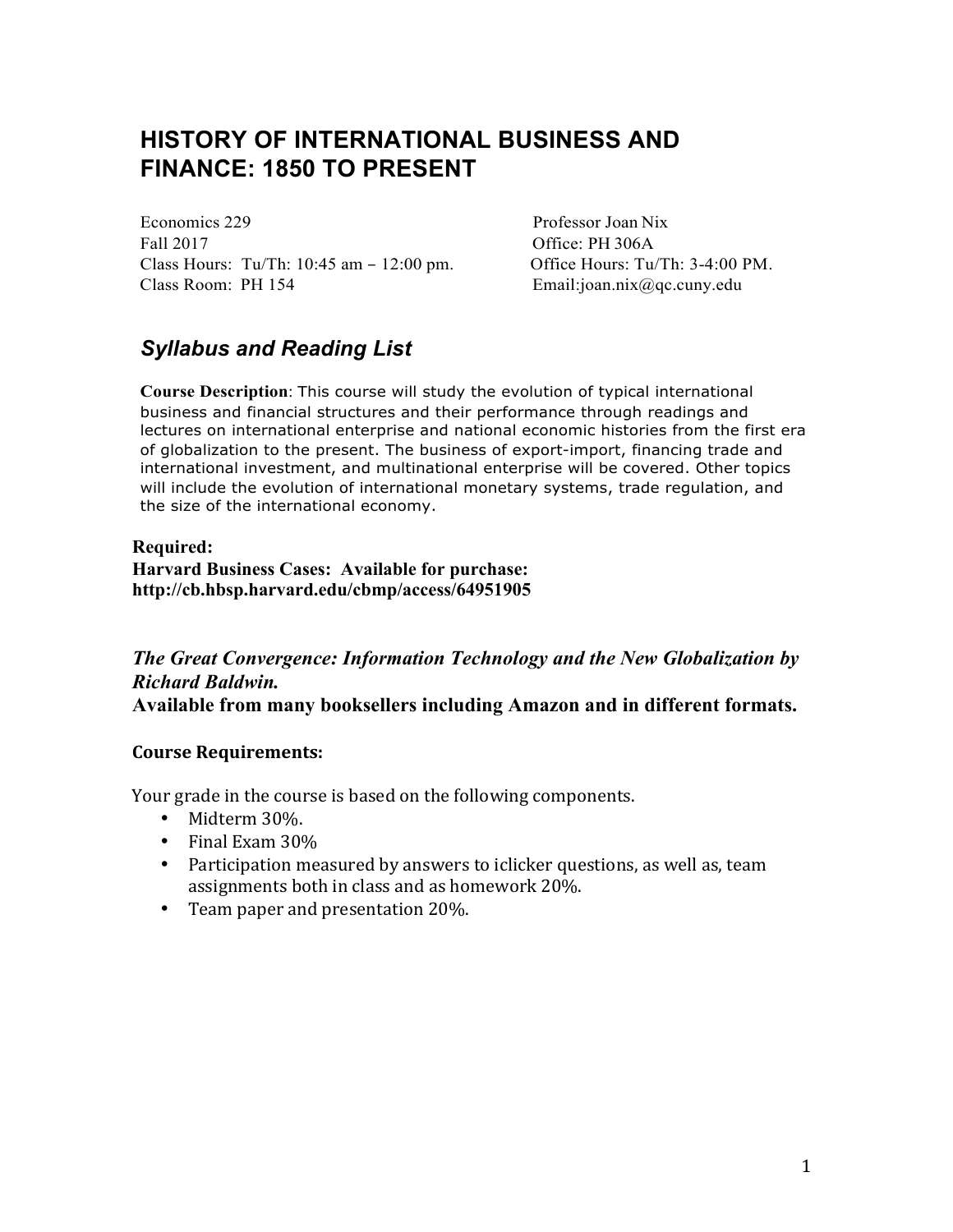# HISTORY OF INTERNATIONAL BUSINESS AND FINANCE: 1850 TO PRESENT

Economics 229
Fall 2017
Class Hours: Tu/Th: 10:45 am – 12:00 pm.
Class Room: PH 154

Professor Joan Nix
Office: PH 306A
Office Hours: Tu/Th: 3-4:00 PM.
Email:joan.nix@qc.cuny.edu

## *Syllabus and Reading List*

**Course Description**: This course will study the evolution of typical international business and financial structures and their performance through readings and lectures on international enterprise and national economic histories from the first era of globalization to the present. The business of export-import, financing trade and international investment, and multinational enterprise will be covered. Other topics will include the evolution of international monetary systems, trade regulation, and the size of the international economy.

**Required:**
**Harvard Business Cases: Available for purchase:**
**http://cb.hbsp.harvard.edu/cbmp/access/64951905**

***The Great Convergence: Information Technology and the New Globalization by Richard Baldwin.***
**Available from many booksellers including Amazon and in different formats.**

**Course Requirements:**

Your grade in the course is based on the following components.

- Midterm 30%.
- Final Exam 30%
- Participation measured by answers to iclicker questions, as well as, team assignments both in class and as homework 20%.
- Team paper and presentation 20%.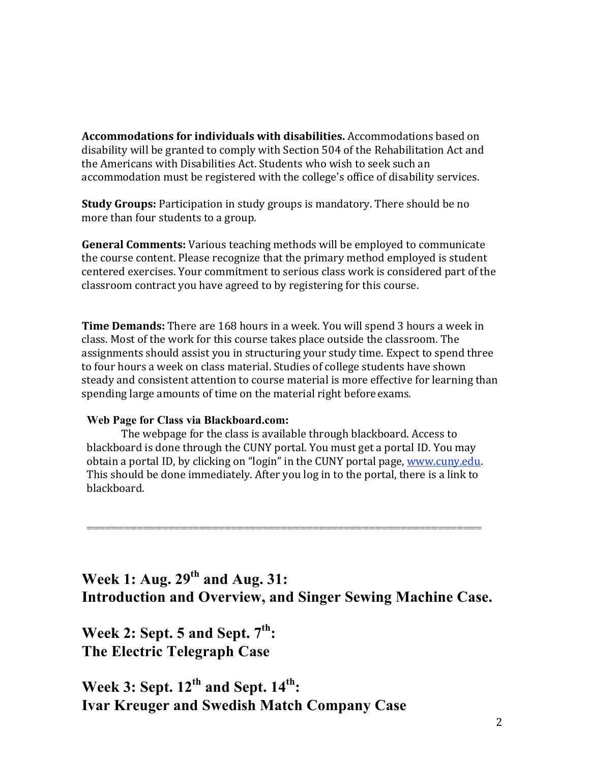**Accommodations for individuals with disabilities.** Accommodations based on disability will be granted to comply with Section 504 of the Rehabilitation Act and the Americans with Disabilities Act. Students who wish to seek such an accommodation must be registered with the college's office of disability services.

**Study Groups:** Participation in study groups is mandatory. There should be no more than four students to a group.

**General Comments:** Various teaching methods will be employed to communicate the course content. Please recognize that the primary method employed is student centered exercises. Your commitment to serious class work is considered part of the classroom contract you have agreed to by registering for this course.

**Time Demands:** There are 168 hours in a week. You will spend 3 hours a week in class. Most of the work for this course takes place outside the classroom. The assignments should assist you in structuring your study time. Expect to spend three to four hours a week on class material. Studies of college students have shown steady and consistent attention to course material is more effective for learning than spending large amounts of time on the material right before exams.

**Web Page for Class via Blackboard.com:**

The webpage for the class is available through blackboard. Access to blackboard is done through the CUNY portal. You must get a portal ID. You may obtain a portal ID, by clicking on "login" in the CUNY portal page, www.cuny.edu. This should be done immediately. After you log in to the portal, there is a link to blackboard.

==============================================================

## Week 1: Aug. 29th and Aug. 31:
## Introduction and Overview, and Singer Sewing Machine Case.

## Week 2: Sept. 5 and Sept. 7th:
## The Electric Telegraph Case

## Week 3: Sept. 12th and Sept. 14th:
## Ivar Kreuger and Swedish Match Company Case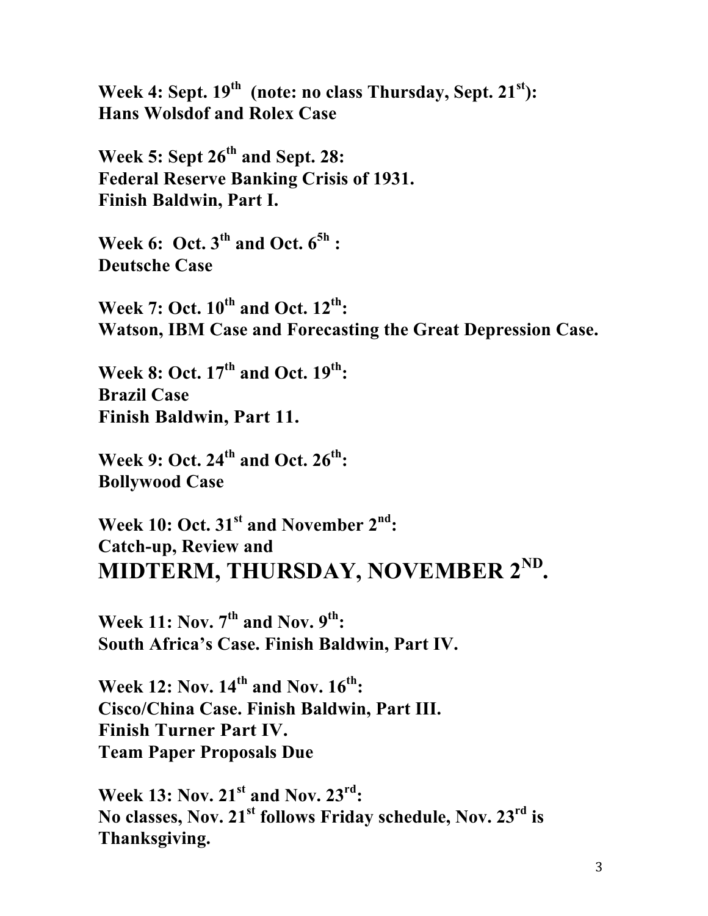**Week 4: Sept. 19th (note: no class Thursday, Sept. 21st):**
**Hans Wolsdof and Rolex Case**

**Week 5: Sept 26th and Sept. 28:**
**Federal Reserve Banking Crisis of 1931.**
**Finish Baldwin, Part I.**

**Week 6: Oct. 3th and Oct. 65h :**
**Deutsche Case**

**Week 7: Oct. 10th and Oct. 12th:**
**Watson, IBM Case and Forecasting the Great Depression Case.**

**Week 8: Oct. 17th and Oct. 19th:**
**Brazil Case**
**Finish Baldwin, Part 11.**

**Week 9: Oct. 24th and Oct. 26th:**
**Bollywood Case**

**Week 10: Oct. 31st and November 2nd:**
**Catch-up, Review and**
**MIDTERM, THURSDAY, NOVEMBER 2ND.**

**Week 11: Nov. 7th and Nov. 9th:**
**South Africa's Case. Finish Baldwin, Part IV.**

**Week 12: Nov. 14th and Nov. 16th:**
**Cisco/China Case. Finish Baldwin, Part III.**
**Finish Turner Part IV.**
**Team Paper Proposals Due**

**Week 13: Nov. 21st and Nov. 23rd:**
**No classes, Nov. 21st follows Friday schedule, Nov. 23rd is Thanksgiving.**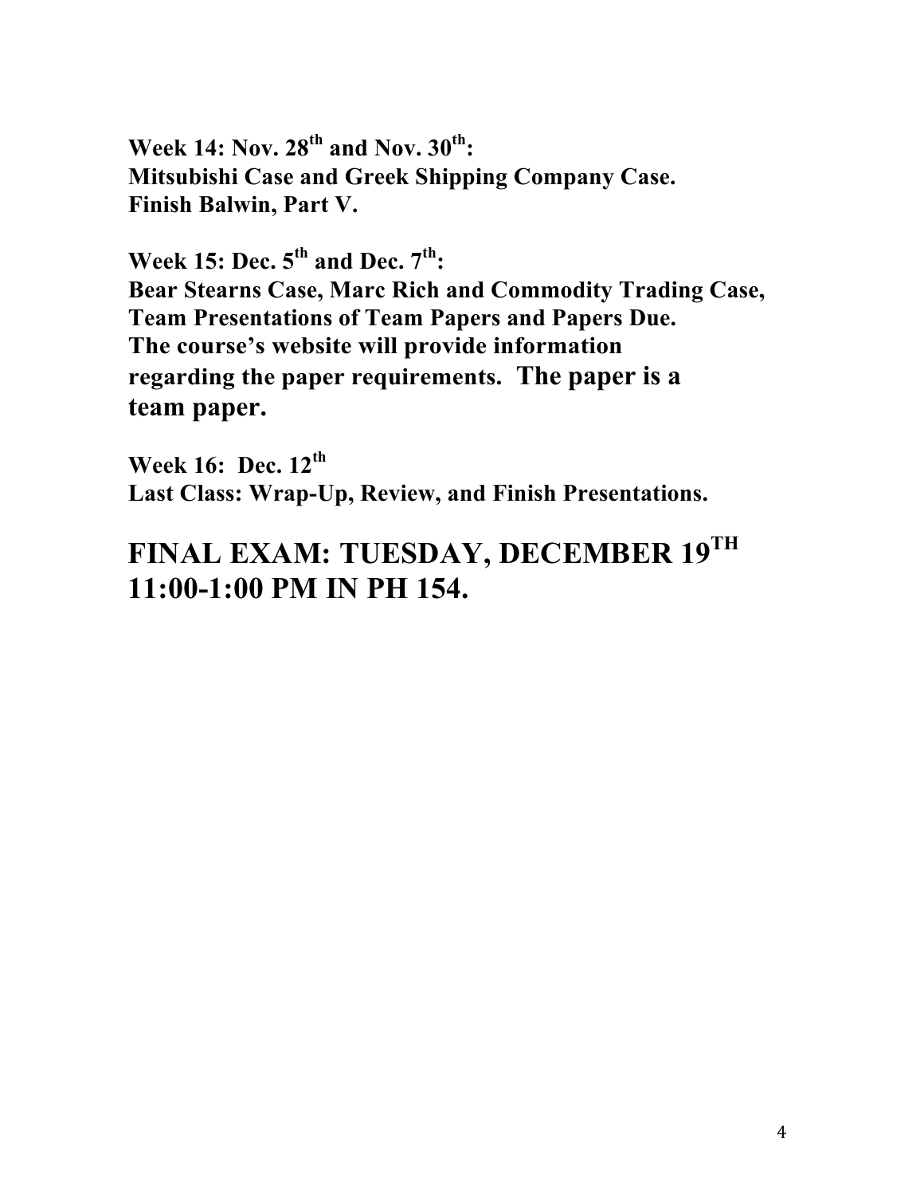**Week 14: Nov. 28th and Nov. 30th:**
**Mitsubishi Case and Greek Shipping Company Case.**
**Finish Balwin, Part V.**

**Week 15: Dec. 5th and Dec. 7th:**
**Bear Stearns Case, Marc Rich and Commodity Trading Case, Team Presentations of Team Papers and Papers Due.**
**The course's website will provide information regarding the paper requirements. The paper is a team paper.**

**Week 16: Dec. 12th**
**Last Class: Wrap-Up, Review, and Finish Presentations.**

# FINAL EXAM: TUESDAY, DECEMBER 19TH 11:00-1:00 PM IN PH 154.